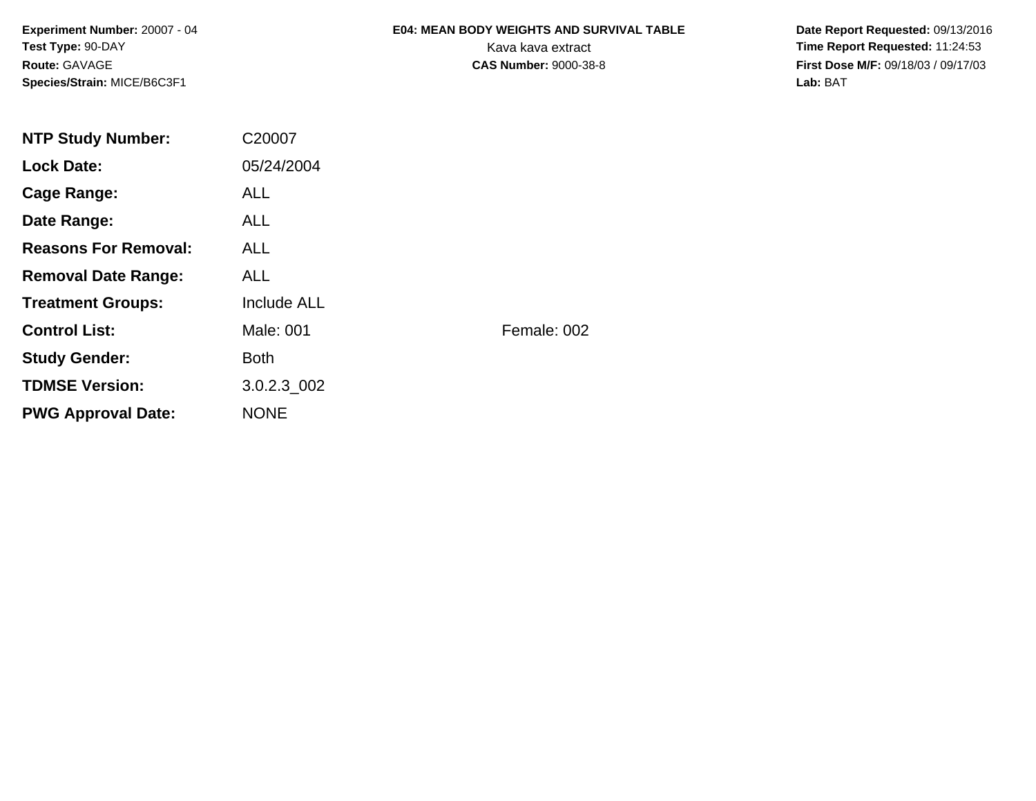**Experiment Number:** 20007 - 04
**Test Type:** 90-DAY
**Route:** GAVAGE
**Species/Strain:** MICE/B6C3F1

**E04: MEAN BODY WEIGHTS AND SURVIVAL TABLE**
Kava kava extract
**CAS Number:** 9000-38-8

**Date Report Requested:** 09/13/2016
**Time Report Requested:** 11:24:53
**First Dose M/F:** 09/18/03 / 09/17/03
**Lab:** BAT

| | | |
|---|---|---|
| **NTP Study Number:** | C20007 | |
| **Lock Date:** | 05/24/2004 | |
| **Cage Range:** | ALL | |
| **Date Range:** | ALL | |
| **Reasons For Removal:** | ALL | |
| **Removal Date Range:** | ALL | |
| **Treatment Groups:** | Include ALL | |
| **Control List:** | Male: 001 | Female: 002 |
| **Study Gender:** | Both | |
| **TDMSE Version:** | 3.0.2.3_002 | |
| **PWG Approval Date:** | NONE | |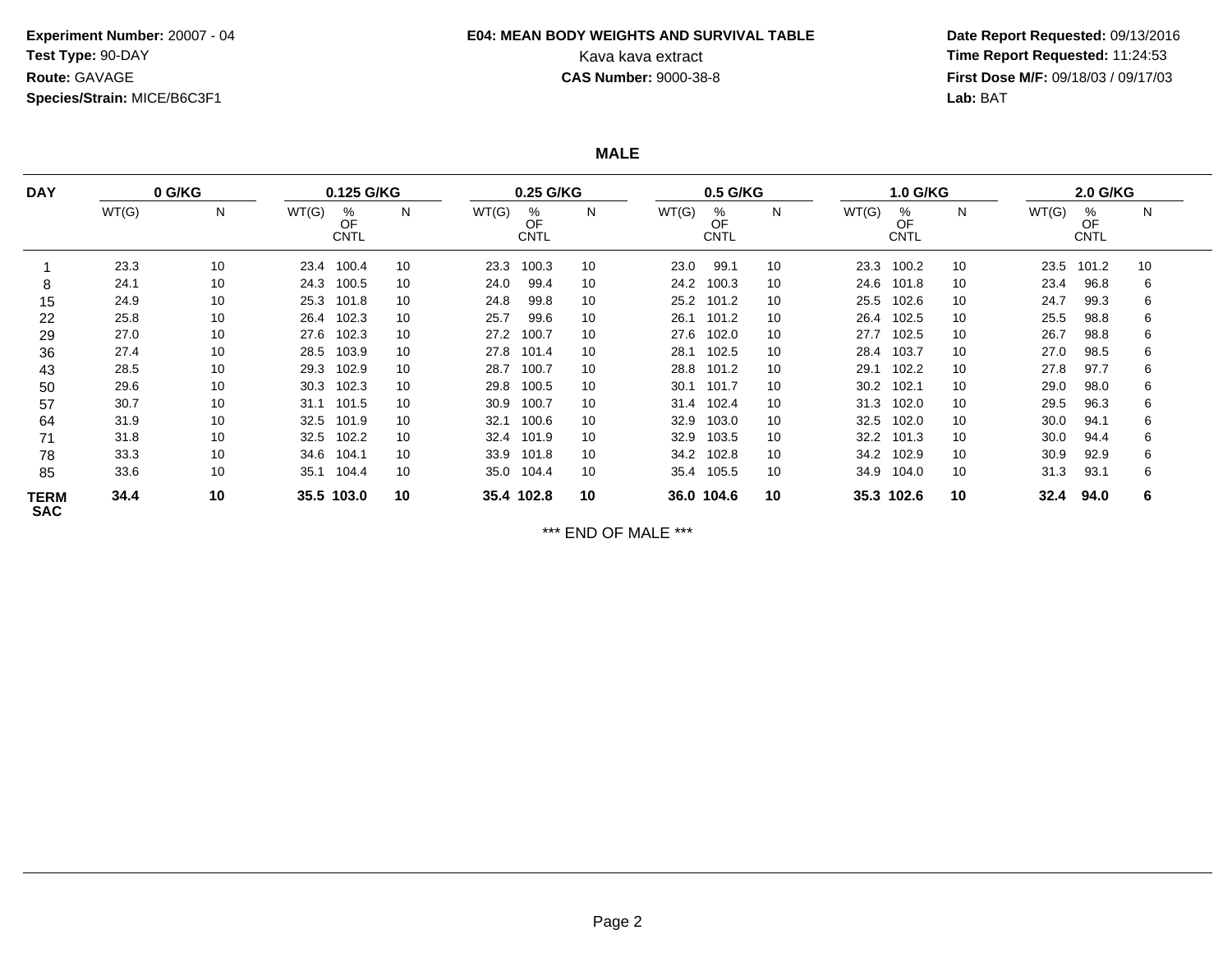**Experiment Number:** 20007 - 04
**Test Type:** 90-DAY
**Route:** GAVAGE
**Species/Strain:** MICE/B6C3F1

**E04: MEAN BODY WEIGHTS AND SURVIVAL TABLE**
Kava kava extract
**CAS Number:** 9000-38-8

**Date Report Requested:** 09/13/2016
**Time Report Requested:** 11:24:53
**First Dose M/F:** 09/18/03 / 09/17/03
**Lab:** BAT

## MALE

| DAY | 0 G/KG | | 0.125 G/KG | | | 0.25 G/KG | | | 0.5 G/KG | | | 1.0 G/KG | | | 2.0 G/KG | | |
|---|---|---|---|---|---|---|---|---|---|---|---|---|---|---|---|---|---|
| | WT(G) | N | WT(G) | % OF CNTL | N | WT(G) | % OF CNTL | N | WT(G) | % OF CNTL | N | WT(G) | % OF CNTL | N | WT(G) | % OF CNTL | N |
| 1 | 23.3 | 10 | 23.4 | 100.4 | 10 | 23.3 | 100.3 | 10 | 23.0 | 99.1 | 10 | 23.3 | 100.2 | 10 | 23.5 | 101.2 | 10 |
| 8 | 24.1 | 10 | 24.3 | 100.5 | 10 | 24.0 | 99.4 | 10 | 24.2 | 100.3 | 10 | 24.6 | 101.8 | 10 | 23.4 | 96.8 | 6 |
| 15 | 24.9 | 10 | 25.3 | 101.8 | 10 | 24.8 | 99.8 | 10 | 25.2 | 101.2 | 10 | 25.5 | 102.6 | 10 | 24.7 | 99.3 | 6 |
| 22 | 25.8 | 10 | 26.4 | 102.3 | 10 | 25.7 | 99.6 | 10 | 26.1 | 101.2 | 10 | 26.4 | 102.5 | 10 | 25.5 | 98.8 | 6 |
| 29 | 27.0 | 10 | 27.6 | 102.3 | 10 | 27.2 | 100.7 | 10 | 27.6 | 102.0 | 10 | 27.7 | 102.5 | 10 | 26.7 | 98.8 | 6 |
| 36 | 27.4 | 10 | 28.5 | 103.9 | 10 | 27.8 | 101.4 | 10 | 28.1 | 102.5 | 10 | 28.4 | 103.7 | 10 | 27.0 | 98.5 | 6 |
| 43 | 28.5 | 10 | 29.3 | 102.9 | 10 | 28.7 | 100.7 | 10 | 28.8 | 101.2 | 10 | 29.1 | 102.2 | 10 | 27.8 | 97.7 | 6 |
| 50 | 29.6 | 10 | 30.3 | 102.3 | 10 | 29.8 | 100.5 | 10 | 30.1 | 101.7 | 10 | 30.2 | 102.1 | 10 | 29.0 | 98.0 | 6 |
| 57 | 30.7 | 10 | 31.1 | 101.5 | 10 | 30.9 | 100.7 | 10 | 31.4 | 102.4 | 10 | 31.3 | 102.0 | 10 | 29.5 | 96.3 | 6 |
| 64 | 31.9 | 10 | 32.5 | 101.9 | 10 | 32.1 | 100.6 | 10 | 32.9 | 103.0 | 10 | 32.5 | 102.0 | 10 | 30.0 | 94.1 | 6 |
| 71 | 31.8 | 10 | 32.5 | 102.2 | 10 | 32.4 | 101.9 | 10 | 32.9 | 103.5 | 10 | 32.2 | 101.3 | 10 | 30.0 | 94.4 | 6 |
| 78 | 33.3 | 10 | 34.6 | 104.1 | 10 | 33.9 | 101.8 | 10 | 34.2 | 102.8 | 10 | 34.2 | 102.9 | 10 | 30.9 | 92.9 | 6 |
| 85 | 33.6 | 10 | 35.1 | 104.4 | 10 | 35.0 | 104.4 | 10 | 35.4 | 105.5 | 10 | 34.9 | 104.0 | 10 | 31.3 | 93.1 | 6 |
| **TERM SAC** | **34.4** | **10** | **35.5** | **103.0** | **10** | **35.4** | **102.8** | **10** | **36.0** | **104.6** | **10** | **35.3** | **102.6** | **10** | **32.4** | **94.0** | **6** |

*** END OF MALE ***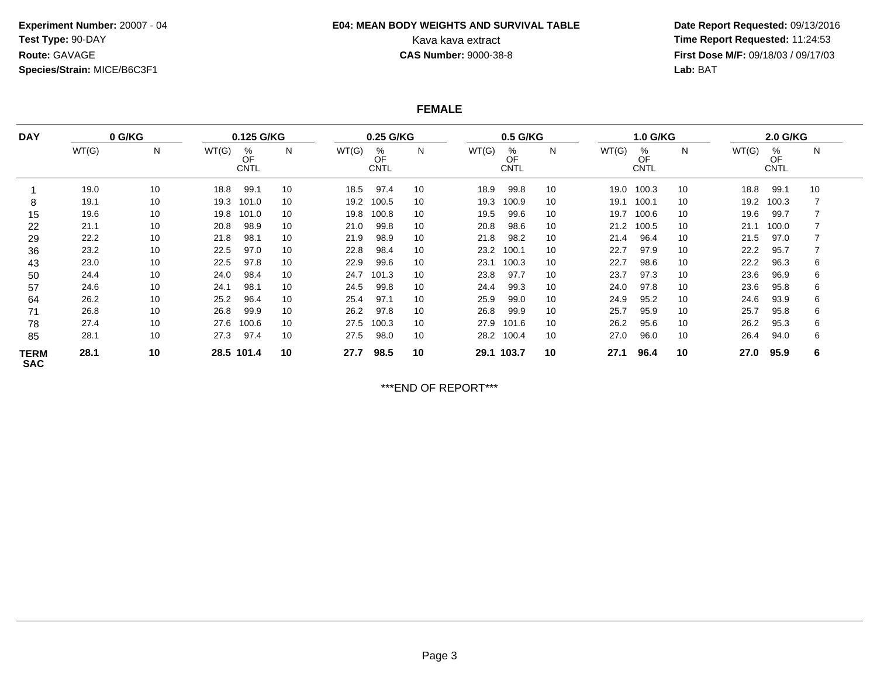**Experiment Number:** 20007 - 04
**Test Type:** 90-DAY
**Route:** GAVAGE
**Species/Strain:** MICE/B6C3F1

**E04: MEAN BODY WEIGHTS AND SURVIVAL TABLE**
Kava kava extract
**CAS Number:** 9000-38-8

**Date Report Requested:** 09/13/2016
**Time Report Requested:** 11:24:53
**First Dose M/F:** 09/18/03 / 09/17/03
**Lab:** BAT

## FEMALE

| DAY | 0 G/KG | | 0.125 G/KG | | | 0.25 G/KG | | | 0.5 G/KG | | | 1.0 G/KG | | | 2.0 G/KG | | |
|---|---|---|---|---|---|---|---|---|---|---|---|---|---|---|---|---|---|
| | WT(G) | N | WT(G) | % OF CNTL | N | WT(G) | % OF CNTL | N | WT(G) | % OF CNTL | N | WT(G) | % OF CNTL | N | WT(G) | % OF CNTL | N |
| 1 | 19.0 | 10 | 18.8 | 99.1 | 10 | 18.5 | 97.4 | 10 | 18.9 | 99.8 | 10 | 19.0 | 100.3 | 10 | 18.8 | 99.1 | 10 |
| 8 | 19.1 | 10 | 19.3 | 101.0 | 10 | 19.2 | 100.5 | 10 | 19.3 | 100.9 | 10 | 19.1 | 100.1 | 10 | 19.2 | 100.3 | 7 |
| 15 | 19.6 | 10 | 19.8 | 101.0 | 10 | 19.8 | 100.8 | 10 | 19.5 | 99.6 | 10 | 19.7 | 100.6 | 10 | 19.6 | 99.7 | 7 |
| 22 | 21.1 | 10 | 20.8 | 98.9 | 10 | 21.0 | 99.8 | 10 | 20.8 | 98.6 | 10 | 21.2 | 100.5 | 10 | 21.1 | 100.0 | 7 |
| 29 | 22.2 | 10 | 21.8 | 98.1 | 10 | 21.9 | 98.9 | 10 | 21.8 | 98.2 | 10 | 21.4 | 96.4 | 10 | 21.5 | 97.0 | 7 |
| 36 | 23.2 | 10 | 22.5 | 97.0 | 10 | 22.8 | 98.4 | 10 | 23.2 | 100.1 | 10 | 22.7 | 97.9 | 10 | 22.2 | 95.7 | 7 |
| 43 | 23.0 | 10 | 22.5 | 97.8 | 10 | 22.9 | 99.6 | 10 | 23.1 | 100.3 | 10 | 22.7 | 98.6 | 10 | 22.2 | 96.3 | 6 |
| 50 | 24.4 | 10 | 24.0 | 98.4 | 10 | 24.7 | 101.3 | 10 | 23.8 | 97.7 | 10 | 23.7 | 97.3 | 10 | 23.6 | 96.9 | 6 |
| 57 | 24.6 | 10 | 24.1 | 98.1 | 10 | 24.5 | 99.8 | 10 | 24.4 | 99.3 | 10 | 24.0 | 97.8 | 10 | 23.6 | 95.8 | 6 |
| 64 | 26.2 | 10 | 25.2 | 96.4 | 10 | 25.4 | 97.1 | 10 | 25.9 | 99.0 | 10 | 24.9 | 95.2 | 10 | 24.6 | 93.9 | 6 |
| 71 | 26.8 | 10 | 26.8 | 99.9 | 10 | 26.2 | 97.8 | 10 | 26.8 | 99.9 | 10 | 25.7 | 95.9 | 10 | 25.7 | 95.8 | 6 |
| 78 | 27.4 | 10 | 27.6 | 100.6 | 10 | 27.5 | 100.3 | 10 | 27.9 | 101.6 | 10 | 26.2 | 95.6 | 10 | 26.2 | 95.3 | 6 |
| 85 | 28.1 | 10 | 27.3 | 97.4 | 10 | 27.5 | 98.0 | 10 | 28.2 | 100.4 | 10 | 27.0 | 96.0 | 10 | 26.4 | 94.0 | 6 |
| **TERM SAC** | **28.1** | **10** | **28.5** | **101.4** | **10** | **27.7** | **98.5** | **10** | **29.1** | **103.7** | **10** | **27.1** | **96.4** | **10** | **27.0** | **95.9** | **6** |

***END OF REPORT***